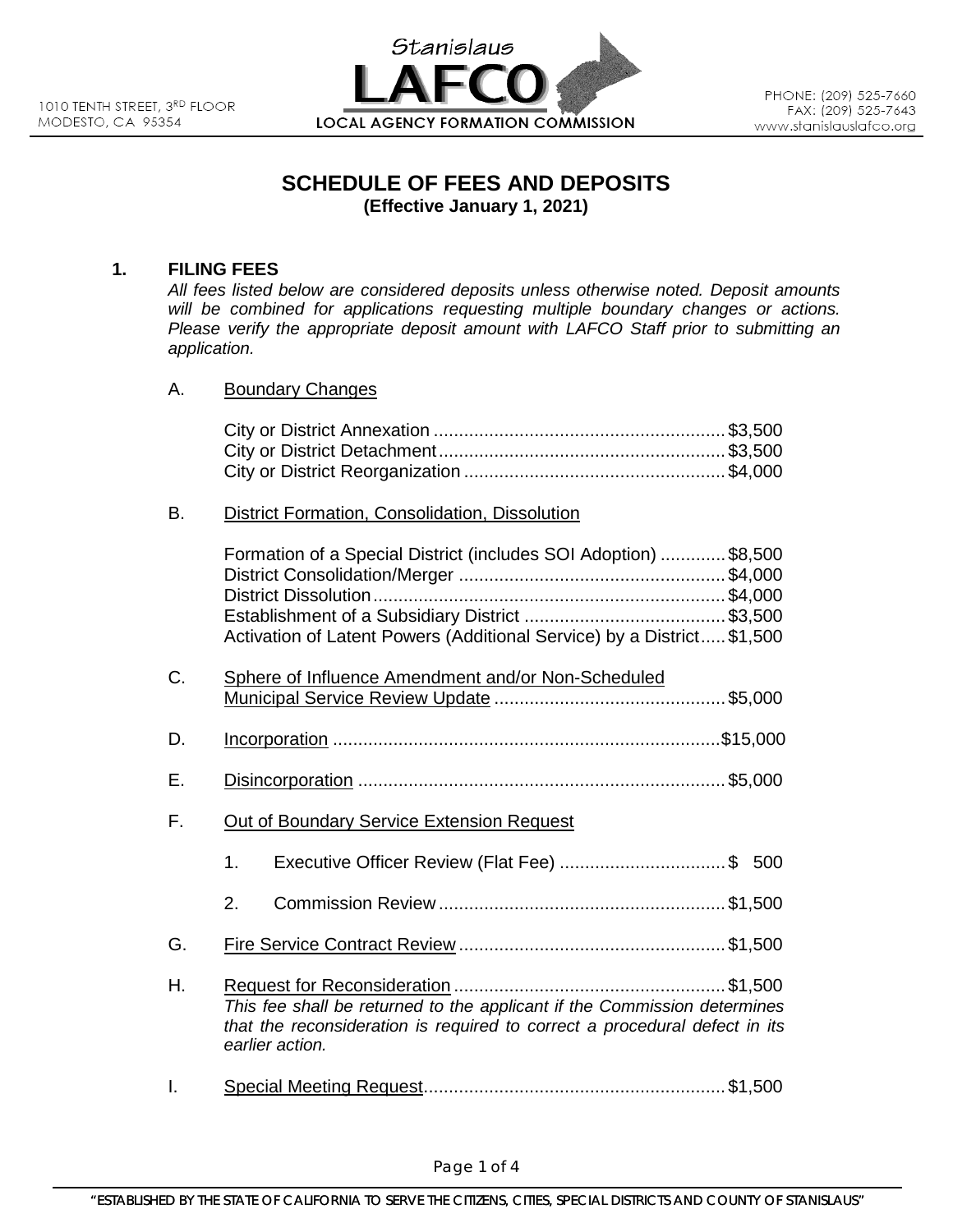1010 TENTH STREET, 3RD FLOOR
MODESTO, CA 95354

Stanislaus
**LAFCO**
LOCAL AGENCY FORMATION COMMISSION

PHONE: (209) 525-7660
FAX: (209) 525-7643
www.stanislauslafco.org

# SCHEDULE OF FEES AND DEPOSITS
**(Effective January 1, 2021)**

## 1. FILING FEES

*All fees listed below are considered deposits unless otherwise noted. Deposit amounts will be combined for applications requesting multiple boundary changes or actions. Please verify the appropriate deposit amount with LAFCO Staff prior to submitting an application.*

### A. Boundary Changes

City or District Annexation .......... $3,500
City or District Detachment .......... $3,500
City or District Reorganization .......... $4,000

### B. District Formation, Consolidation, Dissolution

Formation of a Special District (includes SOI Adoption) .......... $8,500
District Consolidation/Merger .......... $4,000
District Dissolution .......... $4,000
Establishment of a Subsidiary District .......... $3,500
Activation of Latent Powers (Additional Service) by a District .......... $1,500

### C. Sphere of Influence Amendment and/or Non-Scheduled Municipal Service Review Update .......... $5,000

### D. Incorporation .......... $15,000

### E. Disincorporation .......... $5,000

### F. Out of Boundary Service Extension Request

1. Executive Officer Review (Flat Fee) .......... $ 500
2. Commission Review .......... $1,500

### G. Fire Service Contract Review .......... $1,500

### H. Request for Reconsideration .......... $1,500

*This fee shall be returned to the applicant if the Commission determines that the reconsideration is required to correct a procedural defect in its earlier action.*

### I. Special Meeting Request .......... $1,500

"ESTABLISHED BY THE STATE OF CALIFORNIA TO SERVE THE CITIZENS, CITIES, SPECIAL DISTRICTS AND COUNTY OF STANISLAUS"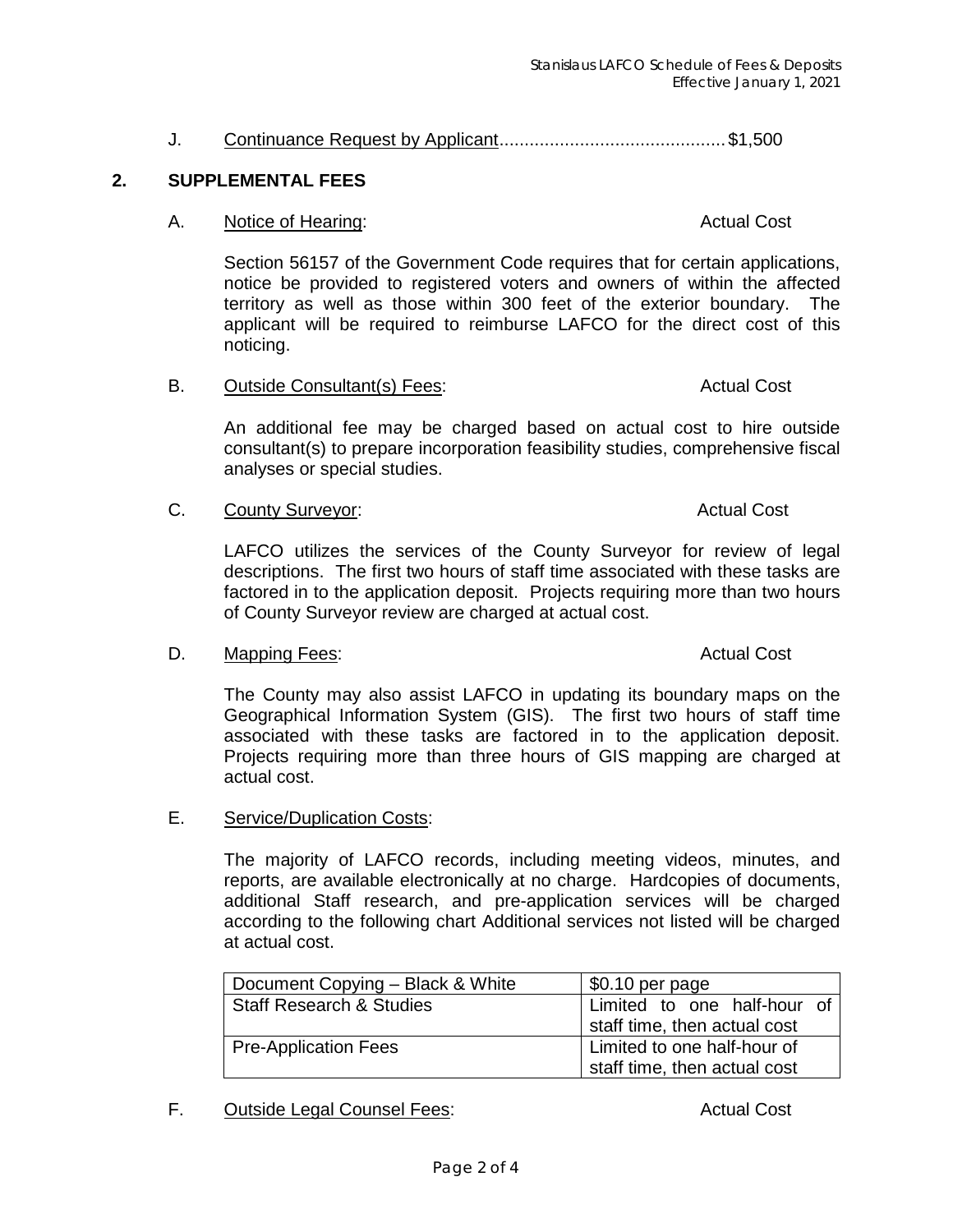J. Continuance Request by Applicant............................................$1,500

## 2. SUPPLEMENTAL FEES

A. Notice of Hearing: Actual Cost

Section 56157 of the Government Code requires that for certain applications, notice be provided to registered voters and owners of within the affected territory as well as those within 300 feet of the exterior boundary. The applicant will be required to reimburse LAFCO for the direct cost of this noticing.

B. Outside Consultant(s) Fees: Actual Cost

An additional fee may be charged based on actual cost to hire outside consultant(s) to prepare incorporation feasibility studies, comprehensive fiscal analyses or special studies.

C. County Surveyor: Actual Cost

LAFCO utilizes the services of the County Surveyor for review of legal descriptions. The first two hours of staff time associated with these tasks are factored in to the application deposit. Projects requiring more than two hours of County Surveyor review are charged at actual cost.

D. Mapping Fees: Actual Cost

The County may also assist LAFCO in updating its boundary maps on the Geographical Information System (GIS). The first two hours of staff time associated with these tasks are factored in to the application deposit. Projects requiring more than three hours of GIS mapping are charged at actual cost.

E. Service/Duplication Costs:

The majority of LAFCO records, including meeting videos, minutes, and reports, are available electronically at no charge. Hardcopies of documents, additional Staff research, and pre-application services will be charged according to the following chart Additional services not listed will be charged at actual cost.

| Service | Cost |
|---|---|
| Document Copying – Black & White | $0.10 per page |
| Staff Research & Studies | Limited to one half-hour of staff time, then actual cost |
| Pre-Application Fees | Limited to one half-hour of staff time, then actual cost |

F. Outside Legal Counsel Fees: Actual Cost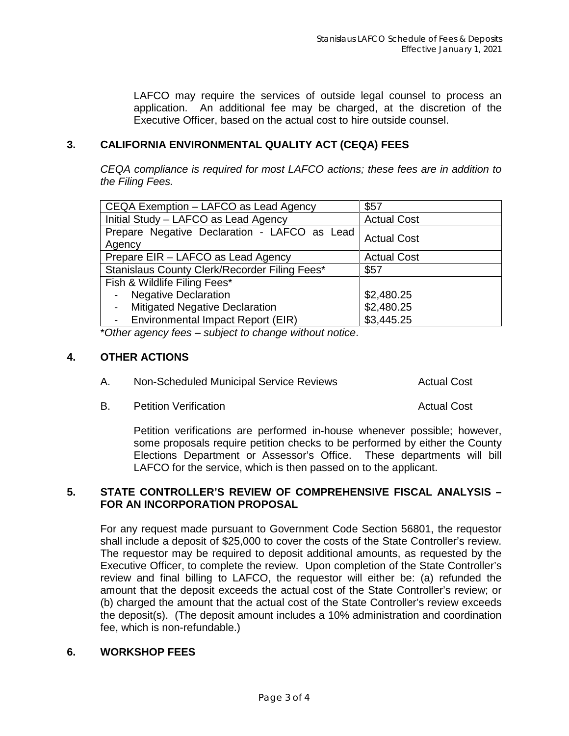LAFCO may require the services of outside legal counsel to process an application. An additional fee may be charged, at the discretion of the Executive Officer, based on the actual cost to hire outside counsel.

## 3. CALIFORNIA ENVIRONMENTAL QUALITY ACT (CEQA) FEES

*CEQA compliance is required for most LAFCO actions; these fees are in addition to the Filing Fees.*

| Fee | Amount |
|---|---|
| CEQA Exemption – LAFCO as Lead Agency | $57 |
| Initial Study – LAFCO as Lead Agency | Actual Cost |
| Prepare Negative Declaration - LAFCO as Lead Agency | Actual Cost |
| Prepare EIR – LAFCO as Lead Agency | Actual Cost |
| Stanislaus County Clerk/Recorder Filing Fees* | $57 |
| Fish & Wildlife Filing Fees* | |
| - Negative Declaration | $2,480.25 |
| - Mitigated Negative Declaration | $2,480.25 |
| - Environmental Impact Report (EIR) | $3,445.25 |

*\*Other agency fees – subject to change without notice*.

## 4. OTHER ACTIONS

A. Non-Scheduled Municipal Service Reviews — Actual Cost

B. Petition Verification — Actual Cost

Petition verifications are performed in-house whenever possible; however, some proposals require petition checks to be performed by either the County Elections Department or Assessor's Office. These departments will bill LAFCO for the service, which is then passed on to the applicant.

## 5. STATE CONTROLLER'S REVIEW OF COMPREHENSIVE FISCAL ANALYSIS – FOR AN INCORPORATION PROPOSAL

For any request made pursuant to Government Code Section 56801, the requestor shall include a deposit of $25,000 to cover the costs of the State Controller's review. The requestor may be required to deposit additional amounts, as requested by the Executive Officer, to complete the review. Upon completion of the State Controller's review and final billing to LAFCO, the requestor will either be: (a) refunded the amount that the deposit exceeds the actual cost of the State Controller's review; or (b) charged the amount that the actual cost of the State Controller's review exceeds the deposit(s). (The deposit amount includes a 10% administration and coordination fee, which is non-refundable.)

## 6. WORKSHOP FEES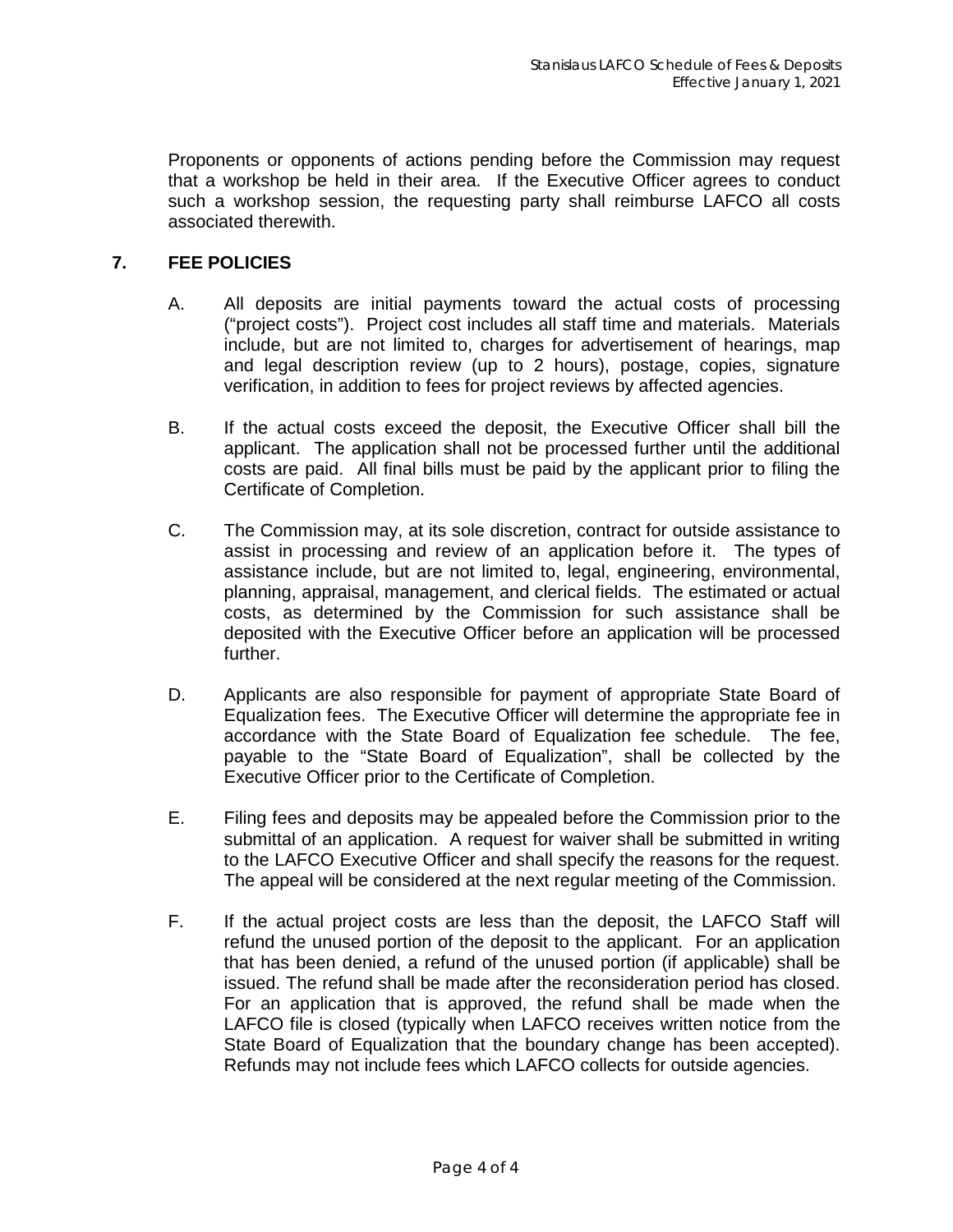Proponents or opponents of actions pending before the Commission may request that a workshop be held in their area. If the Executive Officer agrees to conduct such a workshop session, the requesting party shall reimburse LAFCO all costs associated therewith.

## 7. FEE POLICIES

A. All deposits are initial payments toward the actual costs of processing ("project costs"). Project cost includes all staff time and materials. Materials include, but are not limited to, charges for advertisement of hearings, map and legal description review (up to 2 hours), postage, copies, signature verification, in addition to fees for project reviews by affected agencies.

B. If the actual costs exceed the deposit, the Executive Officer shall bill the applicant. The application shall not be processed further until the additional costs are paid. All final bills must be paid by the applicant prior to filing the Certificate of Completion.

C. The Commission may, at its sole discretion, contract for outside assistance to assist in processing and review of an application before it. The types of assistance include, but are not limited to, legal, engineering, environmental, planning, appraisal, management, and clerical fields. The estimated or actual costs, as determined by the Commission for such assistance shall be deposited with the Executive Officer before an application will be processed further.

D. Applicants are also responsible for payment of appropriate State Board of Equalization fees. The Executive Officer will determine the appropriate fee in accordance with the State Board of Equalization fee schedule. The fee, payable to the "State Board of Equalization", shall be collected by the Executive Officer prior to the Certificate of Completion.

E. Filing fees and deposits may be appealed before the Commission prior to the submittal of an application. A request for waiver shall be submitted in writing to the LAFCO Executive Officer and shall specify the reasons for the request. The appeal will be considered at the next regular meeting of the Commission.

F. If the actual project costs are less than the deposit, the LAFCO Staff will refund the unused portion of the deposit to the applicant. For an application that has been denied, a refund of the unused portion (if applicable) shall be issued. The refund shall be made after the reconsideration period has closed. For an application that is approved, the refund shall be made when the LAFCO file is closed (typically when LAFCO receives written notice from the State Board of Equalization that the boundary change has been accepted). Refunds may not include fees which LAFCO collects for outside agencies.